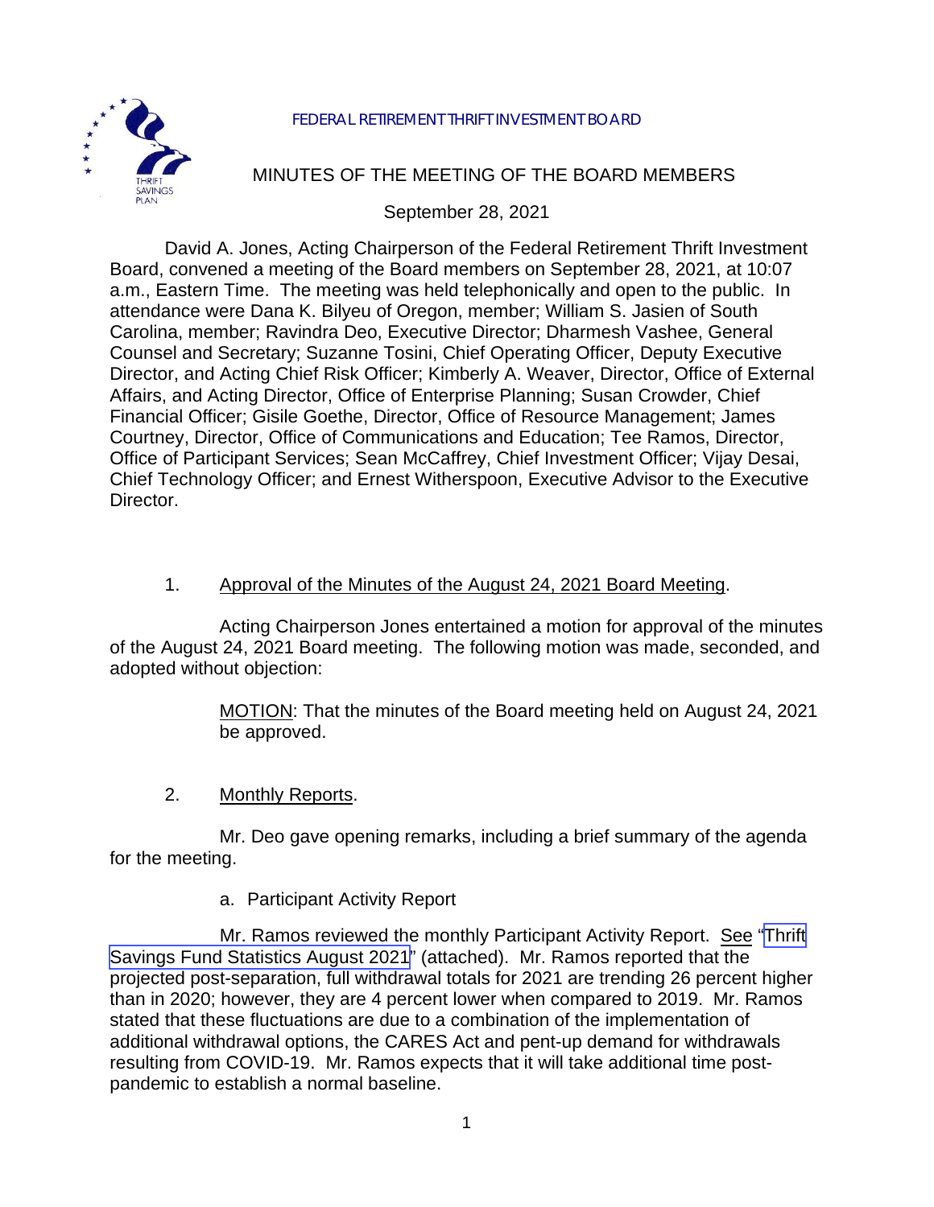FEDERAL RETIREMENT THRIFT INVESTMENT BOARD

# MINUTES OF THE MEETING OF THE BOARD MEMBERS

September 28, 2021

David A. Jones, Acting Chairperson of the Federal Retirement Thrift Investment Board, convened a meeting of the Board members on September 28, 2021, at 10:07 a.m., Eastern Time. The meeting was held telephonically and open to the public. In attendance were Dana K. Bilyeu of Oregon, member; William S. Jasien of South Carolina, member; Ravindra Deo, Executive Director; Dharmesh Vashee, General Counsel and Secretary; Suzanne Tosini, Chief Operating Officer, Deputy Executive Director, and Acting Chief Risk Officer; Kimberly A. Weaver, Director, Office of External Affairs, and Acting Director, Office of Enterprise Planning; Susan Crowder, Chief Financial Officer; Gisile Goethe, Director, Office of Resource Management; James Courtney, Director, Office of Communications and Education; Tee Ramos, Director, Office of Participant Services; Sean McCaffrey, Chief Investment Officer; Vijay Desai, Chief Technology Officer; and Ernest Witherspoon, Executive Advisor to the Executive Director.

1. Approval of the Minutes of the August 24, 2021 Board Meeting.

Acting Chairperson Jones entertained a motion for approval of the minutes of the August 24, 2021 Board meeting. The following motion was made, seconded, and adopted without objection:

> MOTION: That the minutes of the Board meeting held on August 24, 2021 be approved.

2. Monthly Reports.

Mr. Deo gave opening remarks, including a brief summary of the agenda for the meeting.

a. Participant Activity Report

Mr. Ramos reviewed the monthly Participant Activity Report. See "Thrift Savings Fund Statistics August 2021" (attached). Mr. Ramos reported that the projected post-separation, full withdrawal totals for 2021 are trending 26 percent higher than in 2020; however, they are 4 percent lower when compared to 2019. Mr. Ramos stated that these fluctuations are due to a combination of the implementation of additional withdrawal options, the CARES Act and pent-up demand for withdrawals resulting from COVID-19. Mr. Ramos expects that it will take additional time post-pandemic to establish a normal baseline.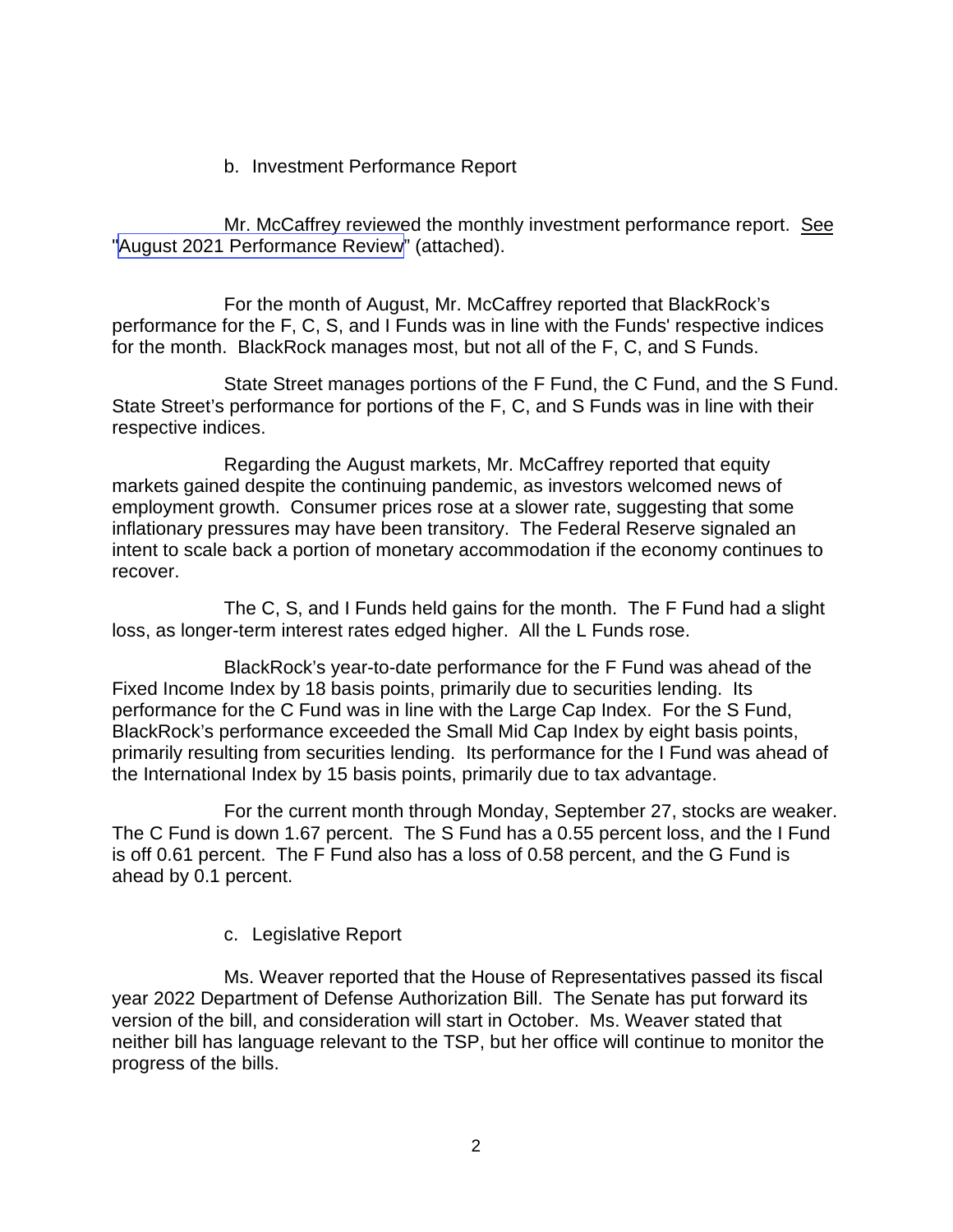b. Investment Performance Report

Mr. McCaffrey reviewed the monthly investment performance report. See "August 2021 Performance Review" (attached).

For the month of August, Mr. McCaffrey reported that BlackRock's performance for the F, C, S, and I Funds was in line with the Funds' respective indices for the month. BlackRock manages most, but not all of the F, C, and S Funds.

State Street manages portions of the F Fund, the C Fund, and the S Fund. State Street's performance for portions of the F, C, and S Funds was in line with their respective indices.

Regarding the August markets, Mr. McCaffrey reported that equity markets gained despite the continuing pandemic, as investors welcomed news of employment growth. Consumer prices rose at a slower rate, suggesting that some inflationary pressures may have been transitory. The Federal Reserve signaled an intent to scale back a portion of monetary accommodation if the economy continues to recover.

The C, S, and I Funds held gains for the month. The F Fund had a slight loss, as longer-term interest rates edged higher. All the L Funds rose.

BlackRock's year-to-date performance for the F Fund was ahead of the Fixed Income Index by 18 basis points, primarily due to securities lending. Its performance for the C Fund was in line with the Large Cap Index. For the S Fund, BlackRock's performance exceeded the Small Mid Cap Index by eight basis points, primarily resulting from securities lending. Its performance for the I Fund was ahead of the International Index by 15 basis points, primarily due to tax advantage.

For the current month through Monday, September 27, stocks are weaker. The C Fund is down 1.67 percent. The S Fund has a 0.55 percent loss, and the I Fund is off 0.61 percent. The F Fund also has a loss of 0.58 percent, and the G Fund is ahead by 0.1 percent.

c. Legislative Report

Ms. Weaver reported that the House of Representatives passed its fiscal year 2022 Department of Defense Authorization Bill. The Senate has put forward its version of the bill, and consideration will start in October. Ms. Weaver stated that neither bill has language relevant to the TSP, but her office will continue to monitor the progress of the bills.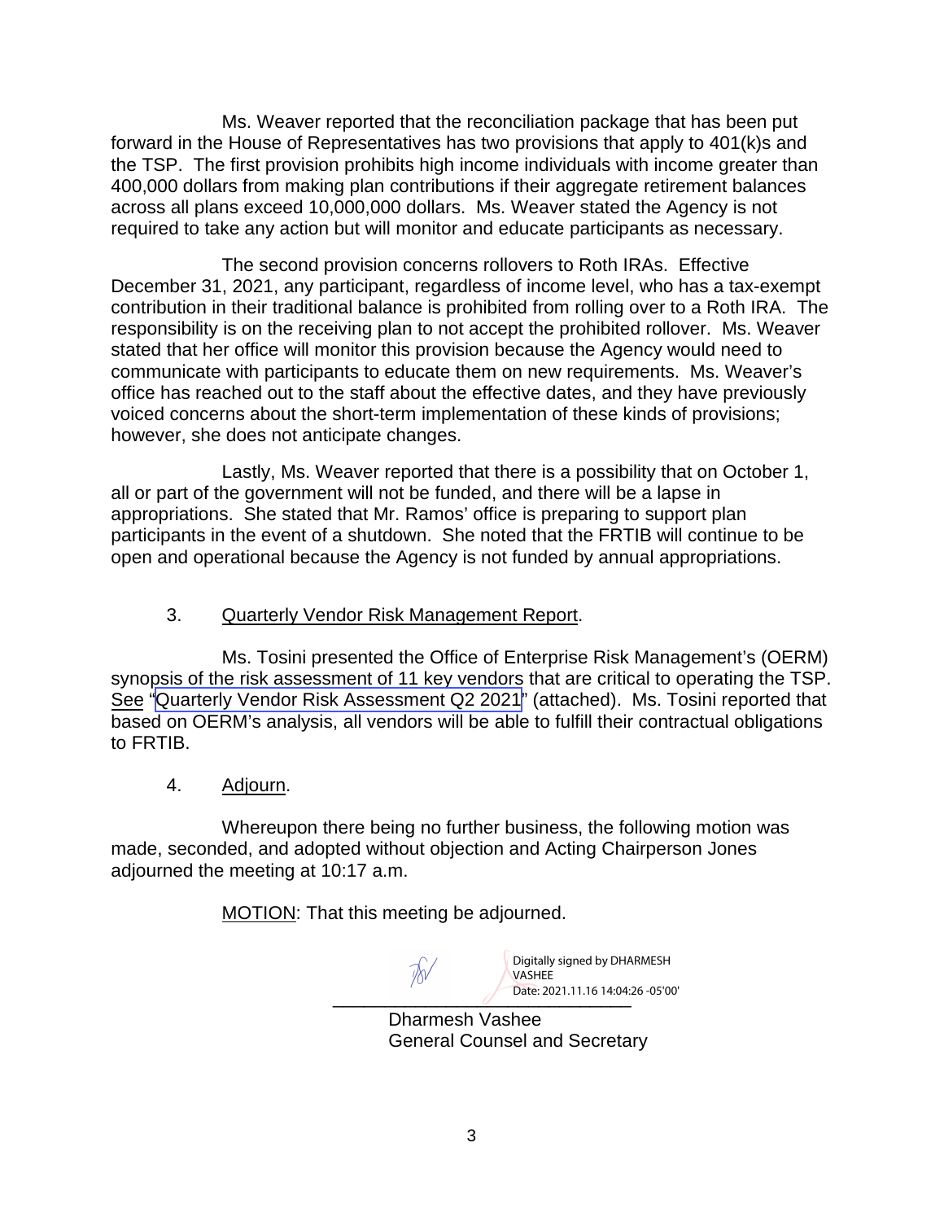Ms. Weaver reported that the reconciliation package that has been put forward in the House of Representatives has two provisions that apply to 401(k)s and the TSP. The first provision prohibits high income individuals with income greater than 400,000 dollars from making plan contributions if their aggregate retirement balances across all plans exceed 10,000,000 dollars. Ms. Weaver stated the Agency is not required to take any action but will monitor and educate participants as necessary.

The second provision concerns rollovers to Roth IRAs. Effective December 31, 2021, any participant, regardless of income level, who has a tax-exempt contribution in their traditional balance is prohibited from rolling over to a Roth IRA. The responsibility is on the receiving plan to not accept the prohibited rollover. Ms. Weaver stated that her office will monitor this provision because the Agency would need to communicate with participants to educate them on new requirements. Ms. Weaver's office has reached out to the staff about the effective dates, and they have previously voiced concerns about the short-term implementation of these kinds of provisions; however, she does not anticipate changes.

Lastly, Ms. Weaver reported that there is a possibility that on October 1, all or part of the government will not be funded, and there will be a lapse in appropriations. She stated that Mr. Ramos' office is preparing to support plan participants in the event of a shutdown. She noted that the FRTIB will continue to be open and operational because the Agency is not funded by annual appropriations.

3. Quarterly Vendor Risk Management Report.

Ms. Tosini presented the Office of Enterprise Risk Management's (OERM) synopsis of the risk assessment of 11 key vendors that are critical to operating the TSP. *See* "Quarterly Vendor Risk Assessment Q2 2021" (attached). Ms. Tosini reported that based on OERM's analysis, all vendors will be able to fulfill their contractual obligations to FRTIB.

4. Adjourn.

Whereupon there being no further business, the following motion was made, seconded, and adopted without objection and Acting Chairperson Jones adjourned the meeting at 10:17 a.m.

MOTION: That this meeting be adjourned.

Digitally signed by DHARMESH VASHEE
Date: 2021.11.16 14:04:26 -05'00'

Dharmesh Vashee
General Counsel and Secretary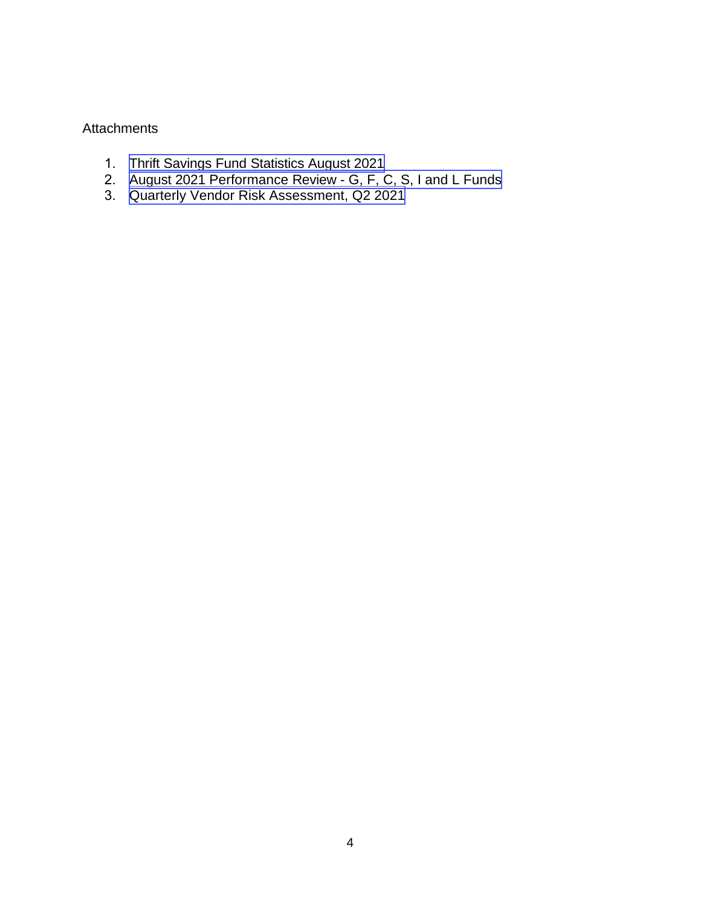Attachments

1. Thrift Savings Fund Statistics August 2021
2. August 2021 Performance Review - G, F, C, S, I and L Funds
3. Quarterly Vendor Risk Assessment, Q2 2021